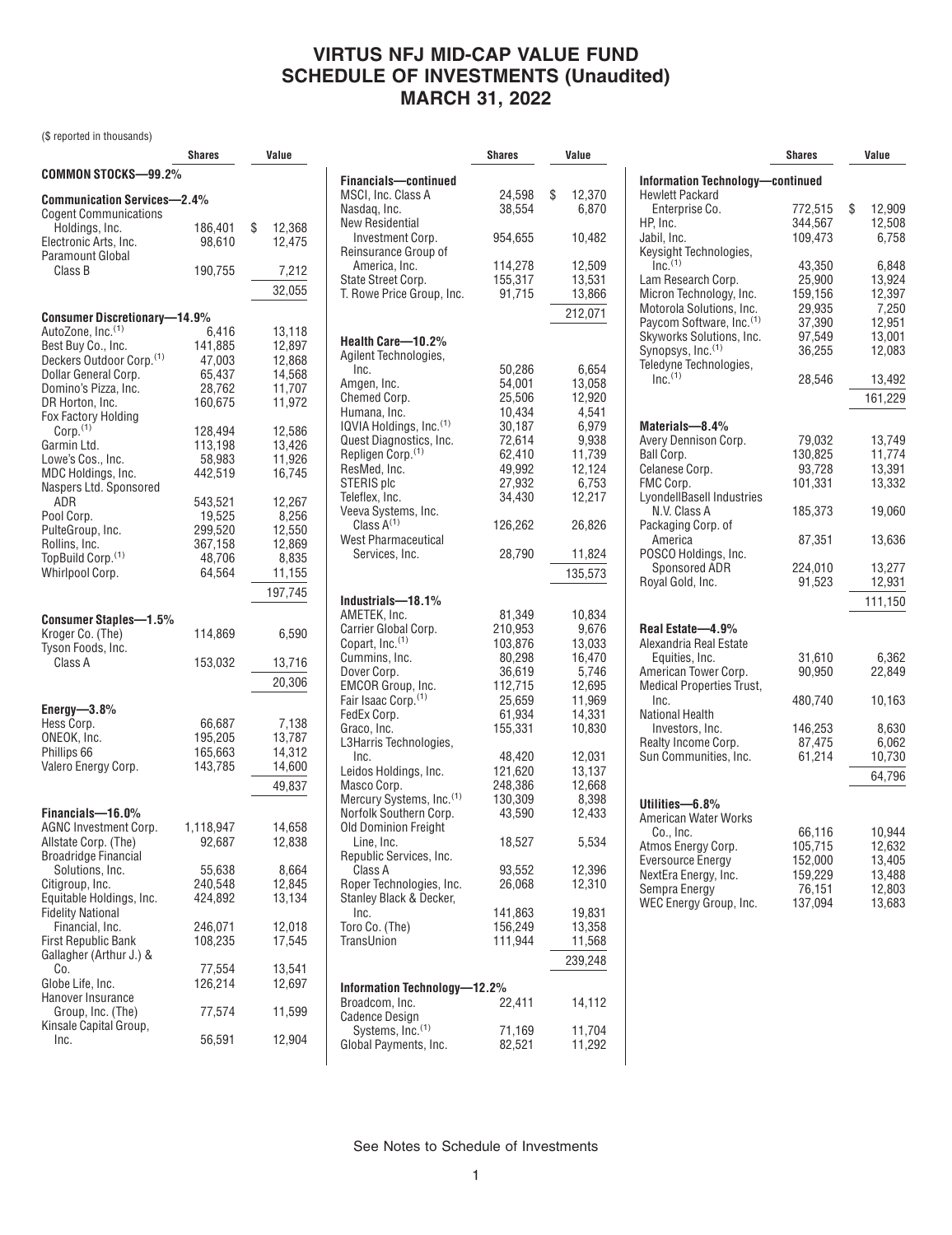# VIRTUS NFJ MID-CAP VALUE FUND
# SCHEDULE OF INVESTMENTS (Unaudited)
# MARCH 31, 2022

($ reported in thousands)

| | Shares | Value |
|---|---|---|
| **COMMON STOCKS—99.2%** | | |
| **Communication Services—2.4%** | | |
| Cogent Communications Holdings, Inc. | 186,401 | $ 12,368 |
| Electronic Arts, Inc. | 98,610 | 12,475 |
| Paramount Global Class B | 190,755 | 7,212 |
| | | 32,055 |
| **Consumer Discretionary—14.9%** | | |
| AutoZone, Inc.[(1)] | 6,416 | 13,118 |
| Best Buy Co., Inc. | 141,885 | 12,897 |
| Deckers Outdoor Corp.[(1)] | 47,003 | 12,868 |
| Dollar General Corp. | 65,437 | 14,568 |
| Domino's Pizza, Inc. | 28,762 | 11,707 |
| DR Horton, Inc. | 160,675 | 11,972 |
| Fox Factory Holding Corp.[(1)] | 128,494 | 12,586 |
| Garmin Ltd. | 113,198 | 13,426 |
| Lowe's Cos., Inc. | 58,983 | 11,926 |
| MDC Holdings, Inc. | 442,519 | 16,745 |
| Naspers Ltd. Sponsored ADR | 543,521 | 12,267 |
| Pool Corp. | 19,525 | 8,256 |
| PulteGroup, Inc. | 299,520 | 12,550 |
| Rollins, Inc. | 367,158 | 12,869 |
| TopBuild Corp.[(1)] | 48,706 | 8,835 |
| Whirlpool Corp. | 64,564 | 11,155 |
| | | 197,745 |
| **Consumer Staples—1.5%** | | |
| Kroger Co. (The) | 114,869 | 6,590 |
| Tyson Foods, Inc. Class A | 153,032 | 13,716 |
| | | 20,306 |
| **Energy—3.8%** | | |
| Hess Corp. | 66,687 | 7,138 |
| ONEOK, Inc. | 195,205 | 13,787 |
| Phillips 66 | 165,663 | 14,312 |
| Valero Energy Corp. | 143,785 | 14,600 |
| | | 49,837 |
| **Financials—16.0%** | | |
| AGNC Investment Corp. | 1,118,947 | 14,658 |
| Allstate Corp. (The) | 92,687 | 12,838 |
| Broadridge Financial Solutions, Inc. | 55,638 | 8,664 |
| Citigroup, Inc. | 240,548 | 12,845 |
| Equitable Holdings, Inc. | 424,892 | 13,134 |
| Fidelity National Financial, Inc. | 246,071 | 12,018 |
| First Republic Bank | 108,235 | 17,545 |
| Gallagher (Arthur J.) & Co. | 77,554 | 13,541 |
| Globe Life, Inc. | 126,214 | 12,697 |
| Hanover Insurance Group, Inc. (The) | 77,574 | 11,599 |
| Kinsale Capital Group, Inc. | 56,591 | 12,904 |
| **Financials—continued** | | |
| MSCI, Inc. Class A | 24,598 | $ 12,370 |
| Nasdaq, Inc. | 38,554 | 6,870 |
| New Residential Investment Corp. | 954,655 | 10,482 |
| Reinsurance Group of America, Inc. | 114,278 | 12,509 |
| State Street Corp. | 155,317 | 13,531 |
| T. Rowe Price Group, Inc. | 91,715 | 13,866 |
| | | 212,071 |
| **Health Care—10.2%** | | |
| Agilent Technologies, Inc. | 50,286 | 6,654 |
| Amgen, Inc. | 54,001 | 13,058 |
| Chemed Corp. | 25,506 | 12,920 |
| Humana, Inc. | 10,434 | 4,541 |
| IQVIA Holdings, Inc.[(1)] | 30,187 | 6,979 |
| Quest Diagnostics, Inc. | 72,614 | 9,938 |
| Repligen Corp.[(1)] | 62,410 | 11,739 |
| ResMed, Inc. | 49,992 | 12,124 |
| STERIS plc | 27,932 | 6,753 |
| Teleflex, Inc. | 34,430 | 12,217 |
| Veeva Systems, Inc. Class A[(1)] | 126,262 | 26,826 |
| West Pharmaceutical Services, Inc. | 28,790 | 11,824 |
| | | 135,573 |
| **Industrials—18.1%** | | |
| AMETEK, Inc. | 81,349 | 10,834 |
| Carrier Global Corp. | 210,953 | 9,676 |
| Copart, Inc.[(1)] | 103,876 | 13,033 |
| Cummins, Inc. | 80,298 | 16,470 |
| Dover Corp. | 36,619 | 5,746 |
| EMCOR Group, Inc. | 112,715 | 12,695 |
| Fair Isaac Corp.[(1)] | 25,659 | 11,969 |
| FedEx Corp. | 61,934 | 14,331 |
| Graco, Inc. | 155,331 | 10,830 |
| L3Harris Technologies, Inc. | 48,420 | 12,031 |
| Leidos Holdings, Inc. | 121,620 | 13,137 |
| Masco Corp. | 248,386 | 12,668 |
| Mercury Systems, Inc.[(1)] | 130,309 | 8,398 |
| Norfolk Southern Corp. | 43,590 | 12,433 |
| Old Dominion Freight Line, Inc. | 18,527 | 5,534 |
| Republic Services, Inc. Class A | 93,552 | 12,396 |
| Roper Technologies, Inc. | 26,068 | 12,310 |
| Stanley Black & Decker, Inc. | 141,863 | 19,831 |
| Toro Co. (The) | 156,249 | 13,358 |
| TransUnion | 111,944 | 11,568 |
| | | 239,248 |
| **Information Technology—12.2%** | | |
| Broadcom, Inc. | 22,411 | 14,112 |
| Cadence Design Systems, Inc.[(1)] | 71,169 | 11,704 |
| Global Payments, Inc. | 82,521 | 11,292 |
| **Information Technology—continued** | | |
| Hewlett Packard Enterprise Co. | 772,515 | $ 12,909 |
| HP, Inc. | 344,567 | 12,508 |
| Jabil, Inc. | 109,473 | 6,758 |
| Keysight Technologies, Inc.[(1)] | 43,350 | 6,848 |
| Lam Research Corp. | 25,900 | 13,924 |
| Micron Technology, Inc. | 159,156 | 12,397 |
| Motorola Solutions, Inc. | 29,935 | 7,250 |
| Paycom Software, Inc.[(1)] | 37,390 | 12,951 |
| Skyworks Solutions, Inc. | 97,549 | 13,001 |
| Synopsys, Inc.[(1)] | 36,255 | 12,083 |
| Teledyne Technologies, Inc.[(1)] | 28,546 | 13,492 |
| | | 161,229 |
| **Materials—8.4%** | | |
| Avery Dennison Corp. | 79,032 | 13,749 |
| Ball Corp. | 130,825 | 11,774 |
| Celanese Corp. | 93,728 | 13,391 |
| FMC Corp. | 101,331 | 13,332 |
| LyondellBasell Industries N.V. Class A | 185,373 | 19,060 |
| Packaging Corp. of America | 87,351 | 13,636 |
| POSCO Holdings, Inc. Sponsored ADR | 224,010 | 13,277 |
| Royal Gold, Inc. | 91,523 | 12,931 |
| | | 111,150 |
| **Real Estate—4.9%** | | |
| Alexandria Real Estate Equities, Inc. | 31,610 | 6,362 |
| American Tower Corp. | 90,950 | 22,849 |
| Medical Properties Trust, Inc. | 480,740 | 10,163 |
| National Health Investors, Inc. | 146,253 | 8,630 |
| Realty Income Corp. | 87,475 | 6,062 |
| Sun Communities, Inc. | 61,214 | 10,730 |
| | | 64,796 |
| **Utilities—6.8%** | | |
| American Water Works Co., Inc. | 66,116 | 10,944 |
| Atmos Energy Corp. | 105,715 | 12,632 |
| Eversource Energy | 152,000 | 13,405 |
| NextEra Energy, Inc. | 159,229 | 13,488 |
| Sempra Energy | 76,151 | 12,803 |
| WEC Energy Group, Inc. | 137,094 | 13,683 |

See Notes to Schedule of Investments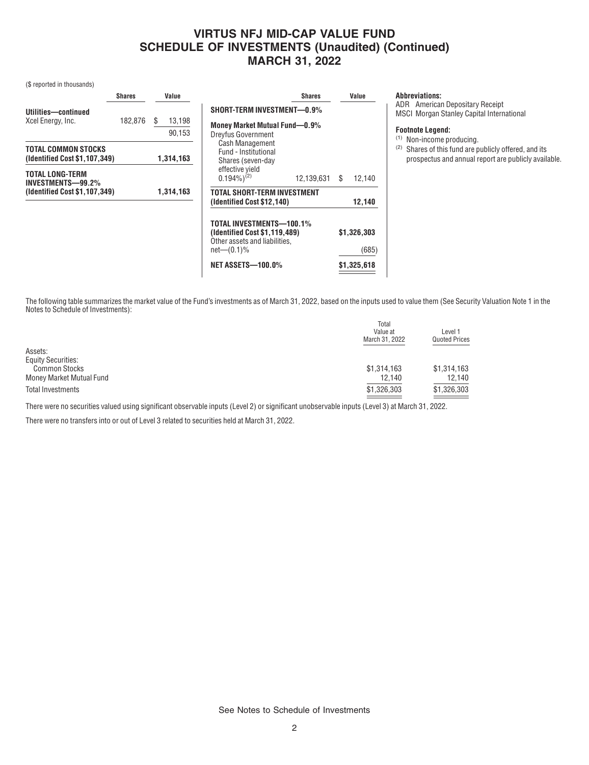# VIRTUS NFJ MID-CAP VALUE FUND
## SCHEDULE OF INVESTMENTS (Unaudited) (Continued)
## MARCH 31, 2022

($ reported in thousands)

| | Shares | Value |
|---|---|---|
| **Utilities—continued** | | |
| Xcel Energy, Inc. | 182,876 | $ 13,198 |
| | | 90,153 |
| **TOTAL COMMON STOCKS (Identified Cost $1,107,349)** | | **1,314,163** |
| **TOTAL LONG-TERM INVESTMENTS—99.2% (Identified Cost $1,107,349)** | | **1,314,163** |

| | Shares | Value |
|---|---|---|
| **SHORT-TERM INVESTMENT—0.9%** | | |
| **Money Market Mutual Fund—0.9%** | | |
| Dreyfus Government Cash Management Fund - Institutional Shares (seven-day effective yield 0.194%)[2] | 12,139,631 | $ 12,140 |
| **TOTAL SHORT-TERM INVESTMENT (Identified Cost $12,140)** | | **12,140** |
| **TOTAL INVESTMENTS—100.1% (Identified Cost $1,119,489)** | | **$1,326,303** |
| Other assets and liabilities, net—(0.1)% | | (685) |
| **NET ASSETS—100.0%** | | **$1,325,618** |

**Abbreviations:**

ADR American Depositary Receipt

MSCI Morgan Stanley Capital International

**Footnote Legend:**

[1] Non-income producing.

[2] Shares of this fund are publicly offered, and its prospectus and annual report are publicly available.

The following table summarizes the market value of the Fund's investments as of March 31, 2022, based on the inputs used to value them (See Security Valuation Note 1 in the Notes to Schedule of Investments):

| | Total Value at March 31, 2022 | Level 1 Quoted Prices |
|---|---|---|
| Assets: | | |
| Equity Securities: | | |
| Common Stocks | $1,314,163 | $1,314,163 |
| Money Market Mutual Fund | 12,140 | 12,140 |
| Total Investments | $1,326,303 | $1,326,303 |

There were no securities valued using significant observable inputs (Level 2) or significant unobservable inputs (Level 3) at March 31, 2022.

There were no transfers into or out of Level 3 related to securities held at March 31, 2022.

See Notes to Schedule of Investments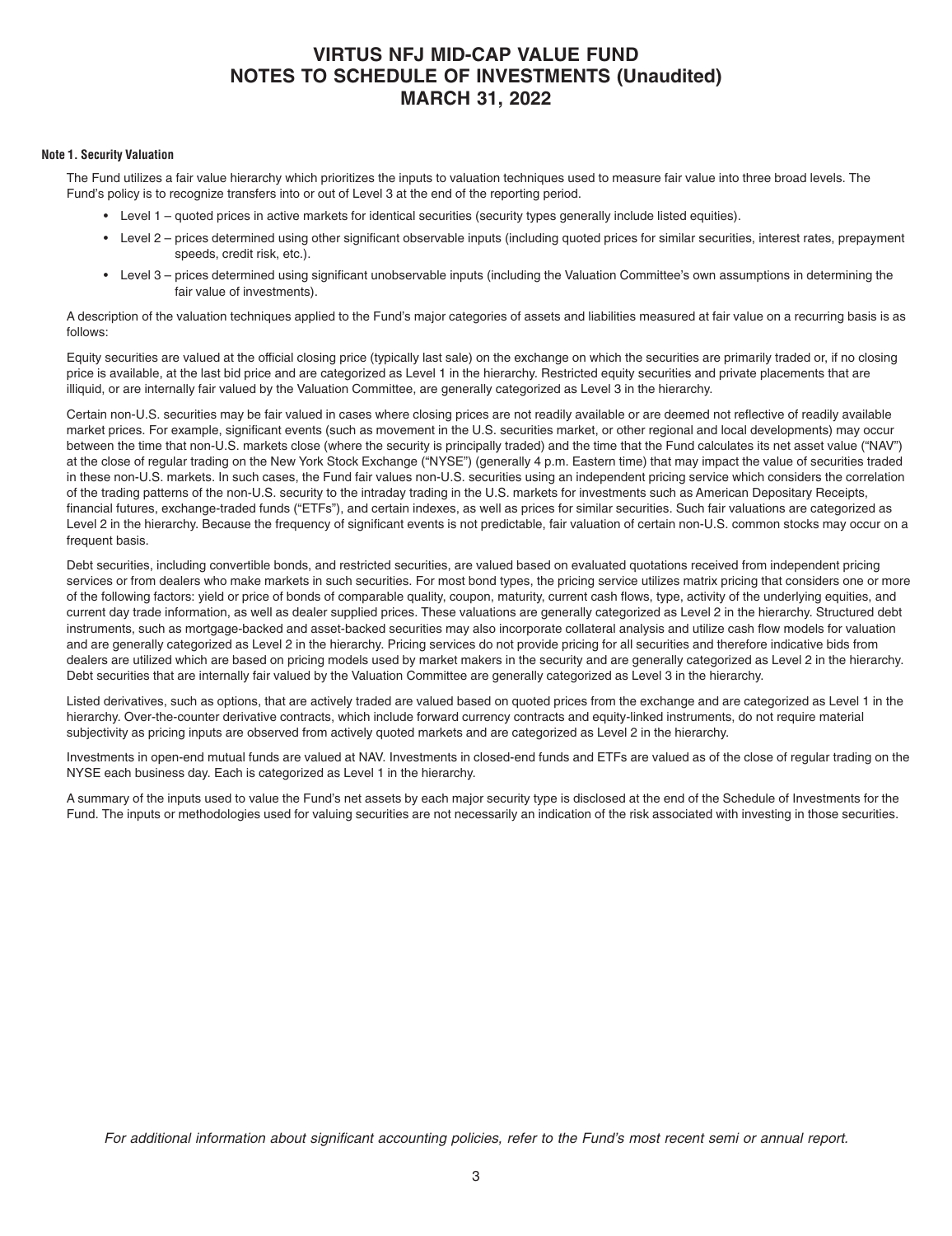# VIRTUS NFJ MID-CAP VALUE FUND
# NOTES TO SCHEDULE OF INVESTMENTS (Unaudited)
# MARCH 31, 2022

**Note 1. Security Valuation**

The Fund utilizes a fair value hierarchy which prioritizes the inputs to valuation techniques used to measure fair value into three broad levels. The Fund's policy is to recognize transfers into or out of Level 3 at the end of the reporting period.

- Level 1 – quoted prices in active markets for identical securities (security types generally include listed equities).
- Level 2 – prices determined using other significant observable inputs (including quoted prices for similar securities, interest rates, prepayment speeds, credit risk, etc.).
- Level 3 – prices determined using significant unobservable inputs (including the Valuation Committee's own assumptions in determining the fair value of investments).

A description of the valuation techniques applied to the Fund's major categories of assets and liabilities measured at fair value on a recurring basis is as follows:

Equity securities are valued at the official closing price (typically last sale) on the exchange on which the securities are primarily traded or, if no closing price is available, at the last bid price and are categorized as Level 1 in the hierarchy. Restricted equity securities and private placements that are illiquid, or are internally fair valued by the Valuation Committee, are generally categorized as Level 3 in the hierarchy.

Certain non-U.S. securities may be fair valued in cases where closing prices are not readily available or are deemed not reflective of readily available market prices. For example, significant events (such as movement in the U.S. securities market, or other regional and local developments) may occur between the time that non-U.S. markets close (where the security is principally traded) and the time that the Fund calculates its net asset value ("NAV") at the close of regular trading on the New York Stock Exchange ("NYSE") (generally 4 p.m. Eastern time) that may impact the value of securities traded in these non-U.S. markets. In such cases, the Fund fair values non-U.S. securities using an independent pricing service which considers the correlation of the trading patterns of the non-U.S. security to the intraday trading in the U.S. markets for investments such as American Depositary Receipts, financial futures, exchange-traded funds ("ETFs"), and certain indexes, as well as prices for similar securities. Such fair valuations are categorized as Level 2 in the hierarchy. Because the frequency of significant events is not predictable, fair valuation of certain non-U.S. common stocks may occur on a frequent basis.

Debt securities, including convertible bonds, and restricted securities, are valued based on evaluated quotations received from independent pricing services or from dealers who make markets in such securities. For most bond types, the pricing service utilizes matrix pricing that considers one or more of the following factors: yield or price of bonds of comparable quality, coupon, maturity, current cash flows, type, activity of the underlying equities, and current day trade information, as well as dealer supplied prices. These valuations are generally categorized as Level 2 in the hierarchy. Structured debt instruments, such as mortgage-backed and asset-backed securities may also incorporate collateral analysis and utilize cash flow models for valuation and are generally categorized as Level 2 in the hierarchy. Pricing services do not provide pricing for all securities and therefore indicative bids from dealers are utilized which are based on pricing models used by market makers in the security and are generally categorized as Level 2 in the hierarchy. Debt securities that are internally fair valued by the Valuation Committee are generally categorized as Level 3 in the hierarchy.

Listed derivatives, such as options, that are actively traded are valued based on quoted prices from the exchange and are categorized as Level 1 in the hierarchy. Over-the-counter derivative contracts, which include forward currency contracts and equity-linked instruments, do not require material subjectivity as pricing inputs are observed from actively quoted markets and are categorized as Level 2 in the hierarchy.

Investments in open-end mutual funds are valued at NAV. Investments in closed-end funds and ETFs are valued as of the close of regular trading on the NYSE each business day. Each is categorized as Level 1 in the hierarchy.

A summary of the inputs used to value the Fund's net assets by each major security type is disclosed at the end of the Schedule of Investments for the Fund. The inputs or methodologies used for valuing securities are not necessarily an indication of the risk associated with investing in those securities.

*For additional information about significant accounting policies, refer to the Fund's most recent semi or annual report.*